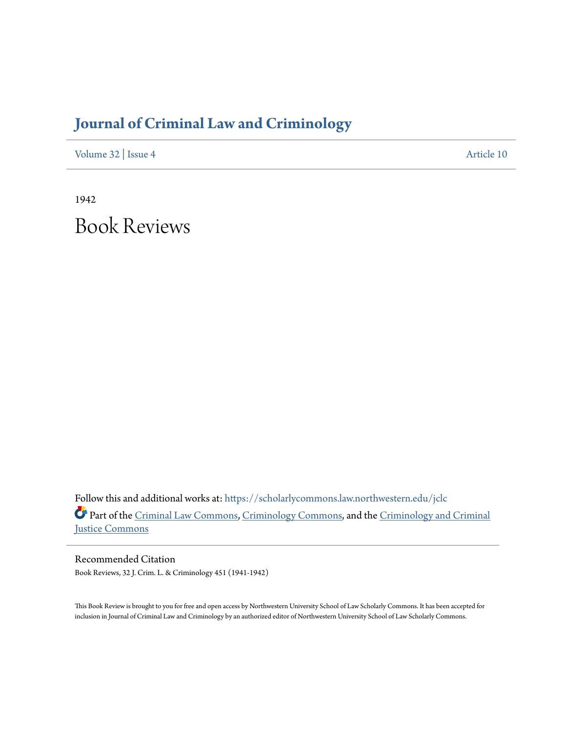# Journal of Criminal Law and Criminology

Volume 32 | Issue 4 | Article 10

1942

## Book Reviews

Follow this and additional works at: https://scholarlycommons.law.northwestern.edu/jclc

Part of the Criminal Law Commons, Criminology Commons, and the Criminology and Criminal Justice Commons

### Recommended Citation

Book Reviews, 32 J. Crim. L. & Criminology 451 (1941-1942)

This Book Review is brought to you for free and open access by Northwestern University School of Law Scholarly Commons. It has been accepted for inclusion in Journal of Criminal Law and Criminology by an authorized editor of Northwestern University School of Law Scholarly Commons.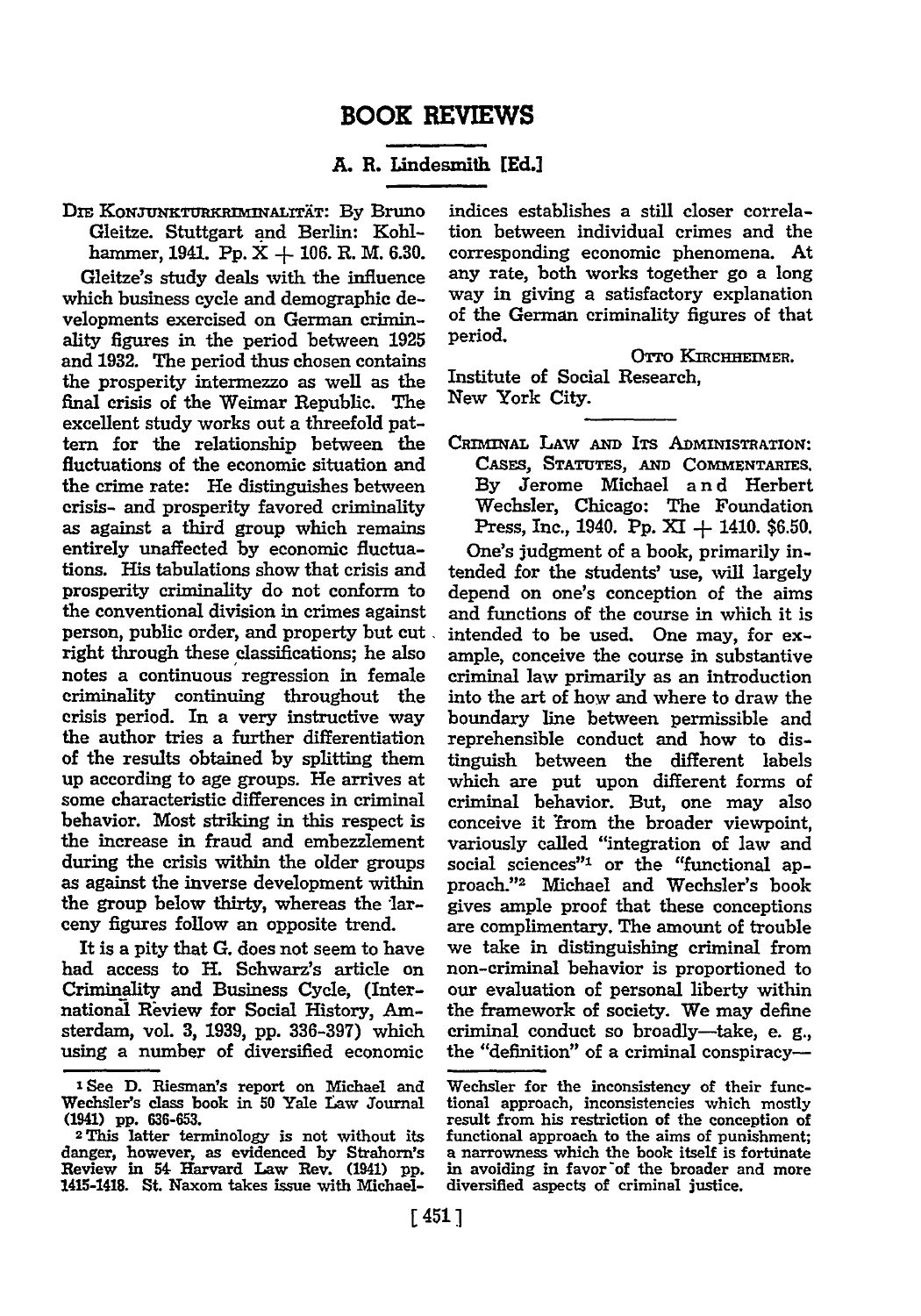# BOOK REVIEWS

## A. R. Lindesmith [Ed.]

DIE KONJUNKTURKRIMINALITÄT: By Bruno Gleitze. Stuttgart and Berlin: Kohlhammer, 1941. Pp. X + 106. R. M. 6.30.

Gleitze's study deals with the influence which business cycle and demographic developments exercised on German criminality figures in the period between 1925 and 1932. The period thus chosen contains the prosperity intermezzo as well as the final crisis of the Weimar Republic. The excellent study works out a threefold pattern for the relationship between the fluctuations of the economic situation and the crime rate: He distinguishes between crisis- and prosperity favored criminality as against a third group which remains entirely unaffected by economic fluctuations. His tabulations show that crisis and prosperity criminality do not conform to the conventional division in crimes against person, public order, and property but cut right through these classifications; he also notes a continuous regression in female criminality continuing throughout the crisis period. In a very instructive way the author tries a further differentiation of the results obtained by splitting them up according to age groups. He arrives at some characteristic differences in criminal behavior. Most striking in this respect is the increase in fraud and embezzlement during the crisis within the older groups as against the inverse development within the group below thirty, whereas the larceny figures follow an opposite trend.

It is a pity that G. does not seem to have had access to H. Schwarz's article on Criminality and Business Cycle, (International Review for Social History, Amsterdam, vol. 3, 1939, pp. 336-397) which using a number of diversified economic indices establishes a still closer correlation between individual crimes and the corresponding economic phenomena. At any rate, both works together go a long way in giving a satisfactory explanation of the German criminality figures of that period.

OTTO KIRCHHEIMER.
Institute of Social Research,
New York City.

CRIMINAL LAW AND ITS ADMINISTRATION: CASES, STATUTES, AND COMMENTARIES. By Jerome Michael and Herbert Wechsler, Chicago: The Foundation Press, Inc., 1940. Pp. XI + 1410. $6.50.

One's judgment of a book, primarily intended for the students' use, will largely depend on one's conception of the aims and functions of the course in which it is intended to be used. One may, for example, conceive the course in substantive criminal law primarily as an introduction into the art of how and where to draw the boundary line between permissible and reprehensible conduct and how to distinguish between the different labels which are put upon different forms of criminal behavior. But, one may also conceive it from the broader viewpoint, variously called "integration of law and social sciences"[1] or the "functional approach."[2] Michael and Wechsler's book gives ample proof that these conceptions are complimentary. The amount of trouble we take in distinguishing criminal from non-criminal behavior is proportioned to our evaluation of personal liberty within the framework of society. We may define criminal conduct so broadly—take, e. g., the "definition" of a criminal conspiracy—

[1] See D. Riesman's report on Michael and Wechsler's class book in 50 Yale Law Journal (1941) pp. 636-653.

[2] This latter terminology is not without its danger, however, as evidenced by Strahorn's Review in 54 Harvard Law Rev. (1941) pp. 1415-1418. St. Naxom takes issue with Michael-Wechsler for the inconsistency of their functional approach, inconsistencies which mostly result from his restriction of the conception of functional approach to the aims of punishment; a narrowness which the book itself is fortunate in avoiding in favor of the broader and more diversified aspects of criminal justice.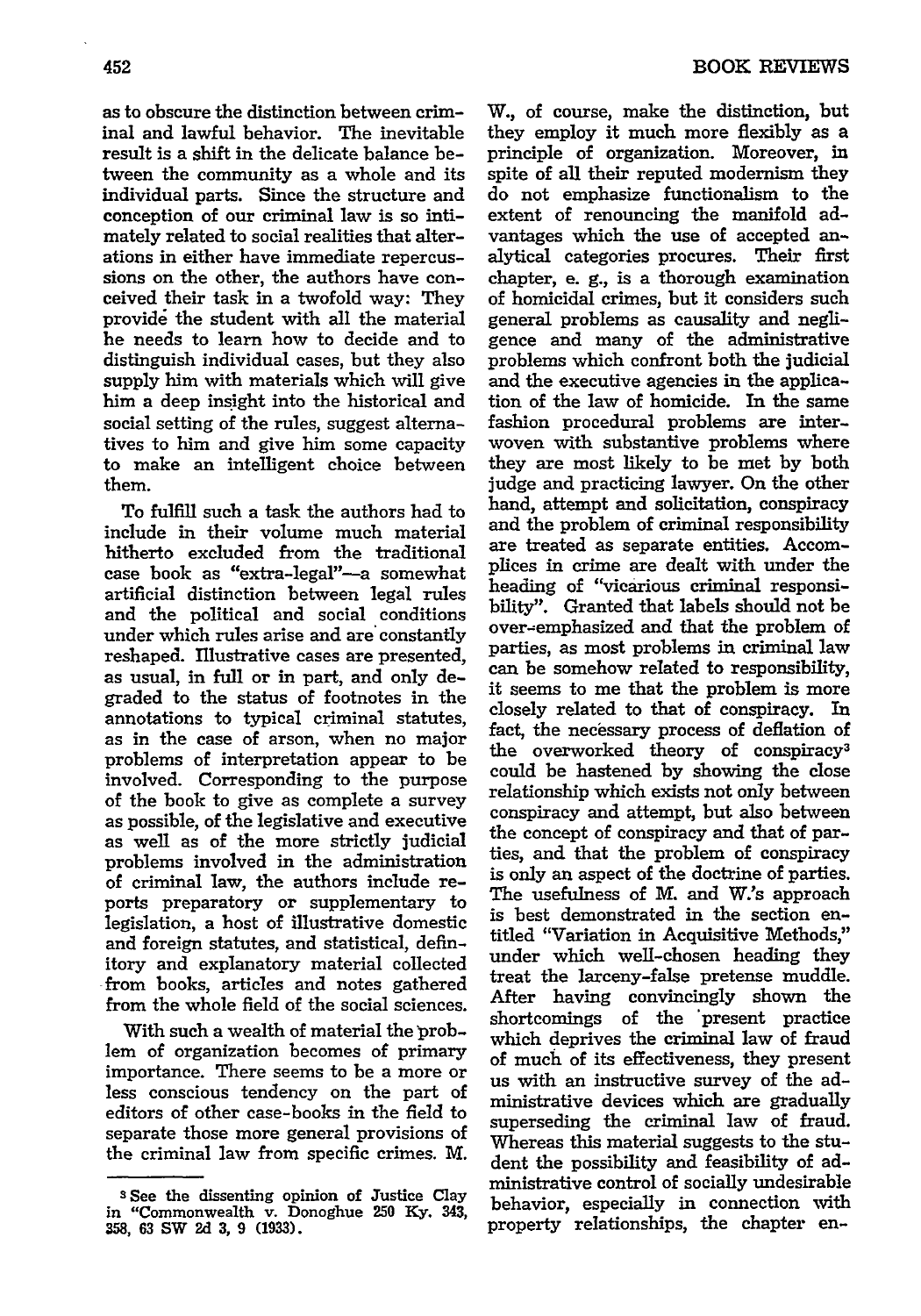as to obscure the distinction between criminal and lawful behavior. The inevitable result is a shift in the delicate balance between the community as a whole and its individual parts. Since the structure and conception of our criminal law is so intimately related to social realities that alterations in either have immediate repercussions on the other, the authors have conceived their task in a twofold way: They provide the student with all the material he needs to learn how to decide and to distinguish individual cases, but they also supply him with materials which will give him a deep insight into the historical and social setting of the rules, suggest alternatives to him and give him some capacity to make an intelligent choice between them.

To fulfill such a task the authors had to include in their volume much material hitherto excluded from the traditional case book as "extra-legal"—a somewhat artificial distinction between legal rules and the political and social conditions under which rules arise and are constantly reshaped. Illustrative cases are presented, as usual, in full or in part, and only degraded to the status of footnotes in the annotations to typical criminal statutes, as in the case of arson, when no major problems of interpretation appear to be involved. Corresponding to the purpose of the book to give as complete a survey as possible, of the legislative and executive as well as of the more strictly judicial problems involved in the administration of criminal law, the authors include reports preparatory or supplementary to legislation, a host of illustrative domestic and foreign statutes, and statistical, definitory and explanatory material collected from books, articles and notes gathered from the whole field of the social sciences.

With such a wealth of material the problem of organization becomes of primary importance. There seems to be a more or less conscious tendency on the part of editors of other case-books in the field to separate those more general provisions of the criminal law from specific crimes. M. W., of course, make the distinction, but they employ it much more flexibly as a principle of organization. Moreover, in spite of all their reputed modernism they do not emphasize functionalism to the extent of renouncing the manifold advantages which the use of accepted analytical categories procures. Their first chapter, e. g., is a thorough examination of homicidal crimes, but it considers such general problems as causality and negligence and many of the administrative problems which confront both the judicial and the executive agencies in the application of the law of homicide. In the same fashion procedural problems are interwoven with substantive problems where they are most likely to be met by both judge and practicing lawyer. On the other hand, attempt and solicitation, conspiracy and the problem of criminal responsibility are treated as separate entities. Accomplices in crime are dealt with under the heading of "vicarious criminal responsibility". Granted that labels should not be over-emphasized and that the problem of parties, as most problems in criminal law can be somehow related to responsibility, it seems to me that the problem is more closely related to that of conspiracy. In fact, the necessary process of deflation of the overworked theory of conspiracy[3] could be hastened by showing the close relationship which exists not only between conspiracy and attempt, but also between the concept of conspiracy and that of parties, and that the problem of conspiracy is only an aspect of the doctrine of parties. The usefulness of M. and W.'s approach is best demonstrated in the section entitled "Variation in Acquisitive Methods," under which well-chosen heading they treat the larceny-false pretense muddle. After having convincingly shown the shortcomings of the present practice which deprives the criminal law of fraud of much of its effectiveness, they present us with an instructive survey of the administrative devices which are gradually superseding the criminal law of fraud. Whereas this material suggests to the student the possibility and feasibility of administrative control of socially undesirable behavior, especially in connection with property relationships, the chapter en-

---

[3] See the dissenting opinion of Justice Clay in "Commonwealth v. Donoghue 250 Ky. 343, 358, 63 SW 2d 3, 9 (1933).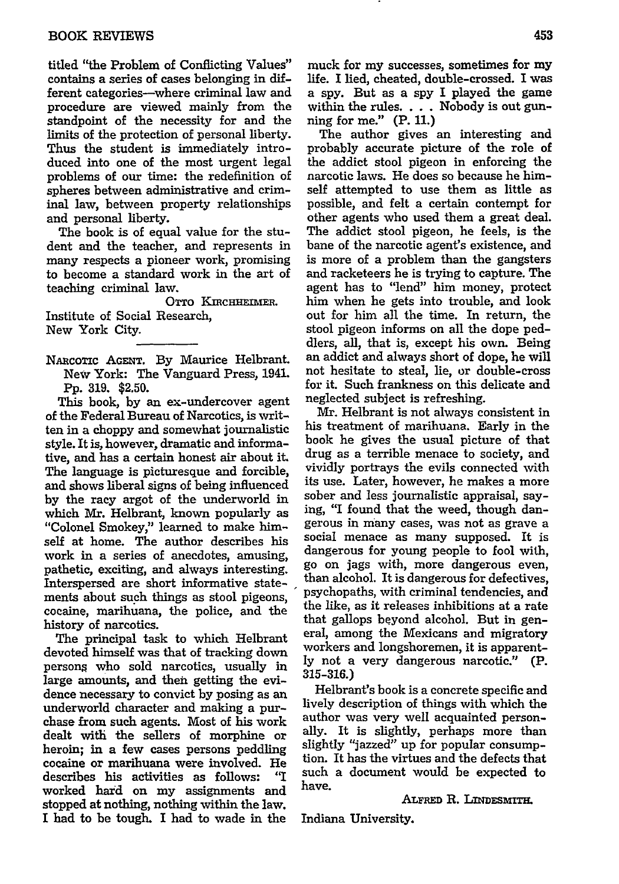titled "the Problem of Conflicting Values" contains a series of cases belonging in different categories—where criminal law and procedure are viewed mainly from the standpoint of the necessity for and the limits of the protection of personal liberty. Thus the student is immediately introduced into one of the most urgent legal problems of our time: the redefinition of spheres between administrative and criminal law, between property relationships and personal liberty.

The book is of equal value for the student and the teacher, and represents in many respects a pioneer work, promising to become a standard work in the art of teaching criminal law.

OTTO KIRCHHEIMER.

Institute of Social Research,
New York City.

---

NARCOTIC AGENT. By Maurice Helbrant. New York: The Vanguard Press, 1941. Pp. 319. $2.50.

This book, by an ex-undercover agent of the Federal Bureau of Narcotics, is written in a choppy and somewhat journalistic style. It is, however, dramatic and informative, and has a certain honest air about it. The language is picturesque and forcible, and shows liberal signs of being influenced by the racy argot of the underworld in which Mr. Helbrant, known popularly as "Colonel Smokey," learned to make himself at home. The author describes his work in a series of anecdotes, amusing, pathetic, exciting, and always interesting. Interspersed are short informative statements about such things as stool pigeons, cocaine, marihuana, the police, and the history of narcotics.

The principal task to which Helbrant devoted himself was that of tracking down persons who sold narcotics, usually in large amounts, and then getting the evidence necessary to convict by posing as an underworld character and making a purchase from such agents. Most of his work dealt with the sellers of morphine or heroin; in a few cases persons peddling cocaine or marihuana were involved. He describes his activities as follows: "I worked hard on my assignments and stopped at nothing, nothing within the law. I had to be tough. I had to wade in the muck for my successes, sometimes for my life. I lied, cheated, double-crossed. I was a spy. But as a spy I played the game within the rules. . . . Nobody is out gunning for me." (P. 11.)

The author gives an interesting and probably accurate picture of the role of the addict stool pigeon in enforcing the narcotic laws. He does so because he himself attempted to use them as little as possible, and felt a certain contempt for other agents who used them a great deal. The addict stool pigeon, he feels, is the bane of the narcotic agent's existence, and is more of a problem than the gangsters and racketeers he is trying to capture. The agent has to "lend" him money, protect him when he gets into trouble, and look out for him all the time. In return, the stool pigeon informs on all the dope peddlers, all, that is, except his own. Being an addict and always short of dope, he will not hesitate to steal, lie, or double-cross for it. Such frankness on this delicate and neglected subject is refreshing.

Mr. Helbrant is not always consistent in his treatment of marihuana. Early in the book he gives the usual picture of that drug as a terrible menace to society, and vividly portrays the evils connected with its use. Later, however, he makes a more sober and less journalistic appraisal, saying, "I found that the weed, though dangerous in many cases, was not as grave a social menace as many supposed. It is dangerous for young people to fool with, go on jags with, more dangerous even, than alcohol. It is dangerous for defectives, psychopaths, with criminal tendencies, and the like, as it releases inhibitions at a rate that gallops beyond alcohol. But in general, among the Mexicans and migratory workers and longshoremen, it is apparently not a very dangerous narcotic." (P. 315-316.)

Helbrant's book is a concrete specific and lively description of things with which the author was very well acquainted personally. It is slightly, perhaps more than slightly "jazzed" up for popular consumption. It has the virtues and the defects that such a document would be expected to have.

ALFRED R. LINDESMITH.

Indiana University.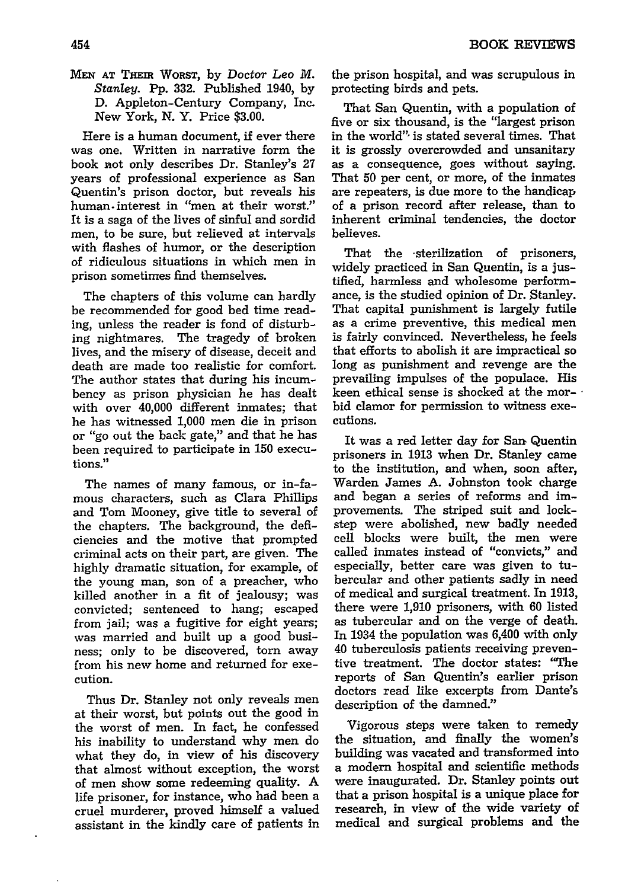MEN AT THEIR WORST, by *Doctor Leo M. Stanley*. Pp. 332. Published 1940, by D. Appleton-Century Company, Inc. New York, N. Y. Price $3.00.

Here is a human document, if ever there was one. Written in narrative form the book not only describes Dr. Stanley's 27 years of professional experience as San Quentin's prison doctor, but reveals his human-interest in "men at their worst." It is a saga of the lives of sinful and sordid men, to be sure, but relieved at intervals with flashes of humor, or the description of ridiculous situations in which men in prison sometimes find themselves.

The chapters of this volume can hardly be recommended for good bed time reading, unless the reader is fond of disturbing nightmares. The tragedy of broken lives, and the misery of disease, deceit and death are made too realistic for comfort. The author states that during his incumbency as prison physician he has dealt with over 40,000 different inmates; that he has witnessed 1,000 men die in prison or "go out the back gate," and that he has been required to participate in 150 executions."

The names of many famous, or in-famous characters, such as Clara Phillips and Tom Mooney, give title to several of the chapters. The background, the deficiencies and the motive that prompted criminal acts on their part, are given. The highly dramatic situation, for example, of the young man, son of a preacher, who killed another in a fit of jealousy; was convicted; sentenced to hang; escaped from jail; was a fugitive for eight years; was married and built up a good business; only to be discovered, torn away from his new home and returned for execution.

Thus Dr. Stanley not only reveals men at their worst, but points out the good in the worst of men. In fact, he confessed his inability to understand why men do what they do, in view of his discovery that almost without exception, the worst of men show some redeeming quality. A life prisoner, for instance, who had been a cruel murderer, proved himself a valued assistant in the kindly care of patients in the prison hospital, and was scrupulous in protecting birds and pets.

That San Quentin, with a population of five or six thousand, is the "largest prison in the world" is stated several times. That it is grossly overcrowded and unsanitary as a consequence, goes without saying. That 50 per cent, or more, of the inmates are repeaters, is due more to the handicap of a prison record after release, than to inherent criminal tendencies, the doctor believes.

That the sterilization of prisoners, widely practiced in San Quentin, is a justified, harmless and wholesome performance, is the studied opinion of Dr. Stanley. That capital punishment is largely futile as a crime preventive, this medical men is fairly convinced. Nevertheless, he feels that efforts to abolish it are impractical so long as punishment and revenge are the prevailing impulses of the populace. His keen ethical sense is shocked at the morbid clamor for permission to witness executions.

It was a red letter day for San Quentin prisoners in 1913 when Dr. Stanley came to the institution, and when, soon after, Warden James A. Johnston took charge and began a series of reforms and improvements. The striped suit and lockstep were abolished, new badly needed cell blocks were built, the men were called inmates instead of "convicts," and especially, better care was given to tubercular and other patients sadly in need of medical and surgical treatment. In 1913, there were 1,910 prisoners, with 60 listed as tubercular and on the verge of death. In 1934 the population was 6,400 with only 40 tuberculosis patients receiving preventive treatment. The doctor states: "The reports of San Quentin's earlier prison doctors read like excerpts from Dante's description of the damned."

Vigorous steps were taken to remedy the situation, and finally the women's building was vacated and transformed into a modern hospital and scientific methods were inaugurated. Dr. Stanley points out that a prison hospital is a unique place for research, in view of the wide variety of medical and surgical problems and the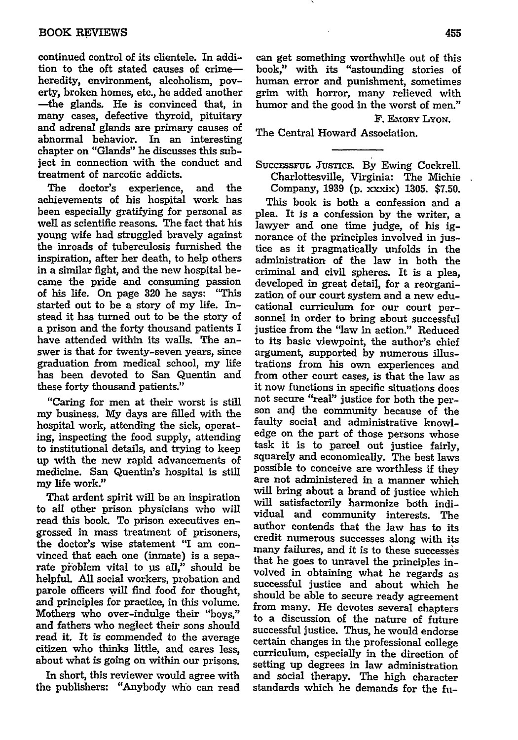continued control of its clientele. In addition to the oft stated causes of crime—heredity, environment, alcoholism, poverty, broken homes, etc., he added another—the glands. He is convinced that, in many cases, defective thyroid, pituitary and adrenal glands are primary causes of abnormal behavior. In an interesting chapter on "Glands" he discusses this subject in connection with the conduct and treatment of narcotic addicts.

The doctor's experience, and the achievements of his hospital work has been especially gratifying for personal as well as scientific reasons. The fact that his young wife had struggled bravely against the inroads of tuberculosis furnished the inspiration, after her death, to help others in a similar fight, and the new hospital became the pride and consuming passion of his life. On page 320 he says: "This started out to be a story of my life. Instead it has turned out to be the story of a prison and the forty thousand patients I have attended within its walls. The answer is that for twenty-seven years, since graduation from medical school, my life has been devoted to San Quentin and these forty thousand patients."

"Caring for men at their worst is still my business. My days are filled with the hospital work, attending the sick, operating, inspecting the food supply, attending to institutional details, and trying to keep up with the new rapid advancements of medicine. San Quentin's hospital is still my life work."

That ardent spirit will be an inspiration to all other prison physicians who will read this book. To prison executives engrossed in mass treatment of prisoners, the doctor's wise statement "I am convinced that each one (inmate) is a separate problem vital to us all," should be helpful. All social workers, probation and parole officers will find food for thought, and principles for practice, in this volume. Mothers who over-indulge their "boys," and fathers who neglect their sons should read it. It is commended to the average citizen who thinks little, and cares less, about what is going on within our prisons.

In short, this reviewer would agree with the publishers: "Anybody who can read can get something worthwhile out of this book," with its "astounding stories of human error and punishment, sometimes grim with horror, many relieved with humor and the good in the worst of men."

F. Emory Lyon.

The Central Howard Association.

---

Successful Justice. By Ewing Cockrell. Charlottesville, Virginia: The Michie Company, 1939 (p. xxxix) 1305. $7.50.

This book is both a confession and a plea. It is a confession by the writer, a lawyer and one time judge, of his ignorance of the principles involved in justice as it pragmatically unfolds in the administration of the law in both the criminal and civil spheres. It is a plea, developed in great detail, for a reorganization of our court system and a new educational curriculum for our court personnel in order to bring about successful justice from the "law in action." Reduced to its basic viewpoint, the author's chief argument, supported by numerous illustrations from his own experiences and from other court cases, is that the law as it now functions in specific situations does not secure "real" justice for both the person and the community because of the faulty social and administrative knowledge on the part of those persons whose task it is to parcel out justice fairly, squarely and economically. The best laws possible to conceive are worthless if they are not administered in a manner which will bring about a brand of justice which will satisfactorily harmonize both individual and community interests. The author contends that the law has to its credit numerous successes along with its many failures, and it is to these successes that he goes to unravel the principles involved in obtaining what he regards as successful justice and about which he should be able to secure ready agreement from many. He devotes several chapters to a discussion of the nature of future successful justice. Thus, he would endorse certain changes in the professional college curriculum, especially in the direction of setting up degrees in law administration and social therapy. The high character standards which he demands for the fu-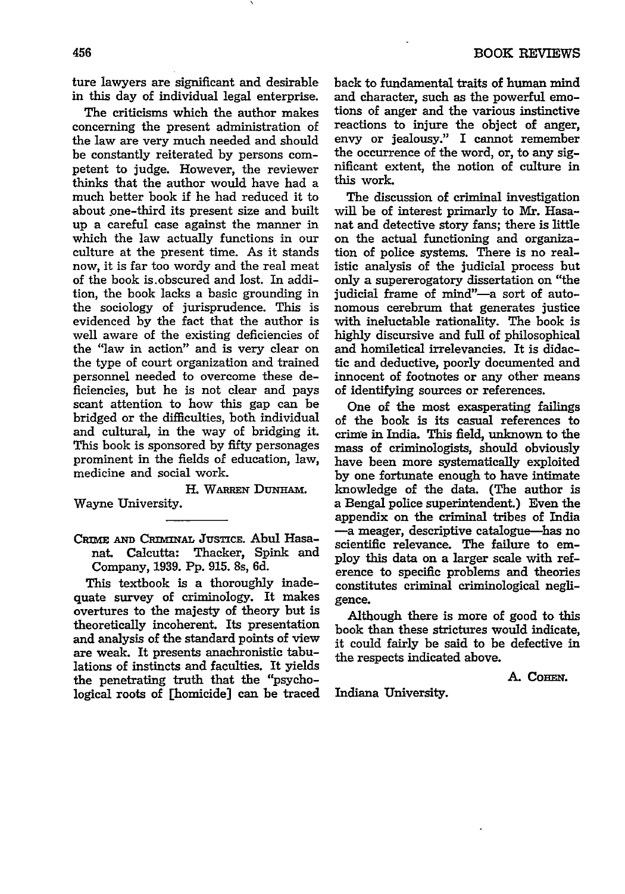ture lawyers are significant and desirable in this day of individual legal enterprise.

The criticisms which the author makes concerning the present administration of the law are very much needed and should be constantly reiterated by persons competent to judge. However, the reviewer thinks that the author would have had a much better book if he had reduced it to about one-third its present size and built up a careful case against the manner in which the law actually functions in our culture at the present time. As it stands now, it is far too wordy and the real meat of the book is obscured and lost. In addition, the book lacks a basic grounding in the sociology of jurisprudence. This is evidenced by the fact that the author is well aware of the existing deficiencies of the "law in action" and is very clear on the type of court organization and trained personnel needed to overcome these deficiencies, but he is not clear and pays scant attention to how this gap can be bridged or the difficulties, both individual and cultural, in the way of bridging it. This book is sponsored by fifty personages prominent in the fields of education, law, medicine and social work.

H. Warren Dunham.

Wayne University.

---

Crime and Criminal Justice. Abul Hasanat. Calcutta: Thacker, Spink and Company, 1939. Pp. 915. 8s, 6d.

This textbook is a thoroughly inadequate survey of criminology. It makes overtures to the majesty of theory but is theoretically incoherent. Its presentation and analysis of the standard points of view are weak. It presents anachronistic tabulations of instincts and faculties. It yields the penetrating truth that the "psychological roots of [homicide] can be traced back to fundamental traits of human mind and character, such as the powerful emotions of anger and the various instinctive reactions to injure the object of anger, envy or jealousy." I cannot remember the occurrence of the word, or, to any significant extent, the notion of culture in this work.

The discussion of criminal investigation will be of interest primarily to Mr. Hasanat and detective story fans; there is little on the actual functioning and organization of police systems. There is no realistic analysis of the judicial process but only a supererogatory dissertation on "the judicial frame of mind"—a sort of autonomous cerebrum that generates justice with ineluctable rationality. The book is highly discursive and full of philosophical and homiletical irrelevancies. It is didactic and deductive, poorly documented and innocent of footnotes or any other means of identifying sources or references.

One of the most exasperating failings of the book is its casual references to crime in India. This field, unknown to the mass of criminologists, should obviously have been more systematically exploited by one fortunate enough to have intimate knowledge of the data. (The author is a Bengal police superintendent.) Even the appendix on the criminal tribes of India—a meager, descriptive catalogue—has no scientific relevance. The failure to employ this data on a larger scale with reference to specific problems and theories constitutes criminal criminological negligence.

Although there is more of good to this book than these strictures would indicate, it could fairly be said to be defective in the respects indicated above.

A. Cohen.

Indiana University.